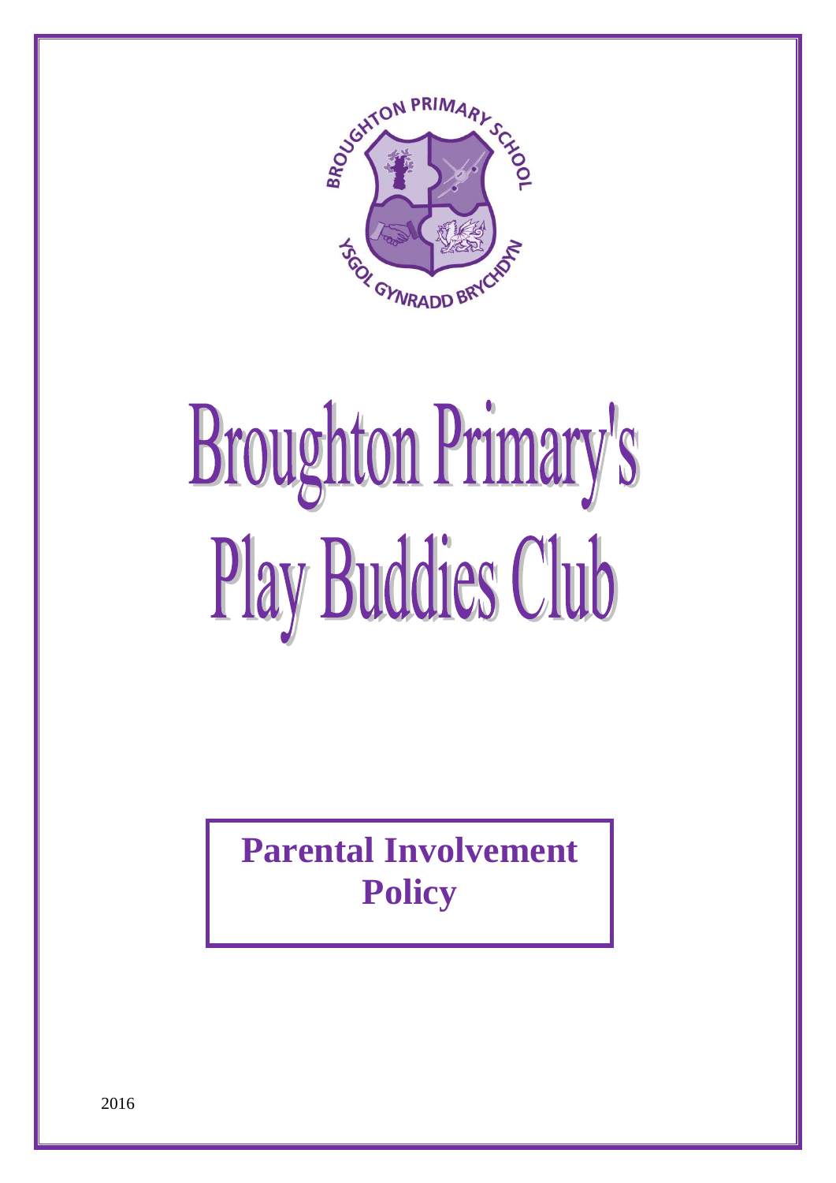# Broughton Primary's Play Buddies Club

## Parental Involvement Policy

2016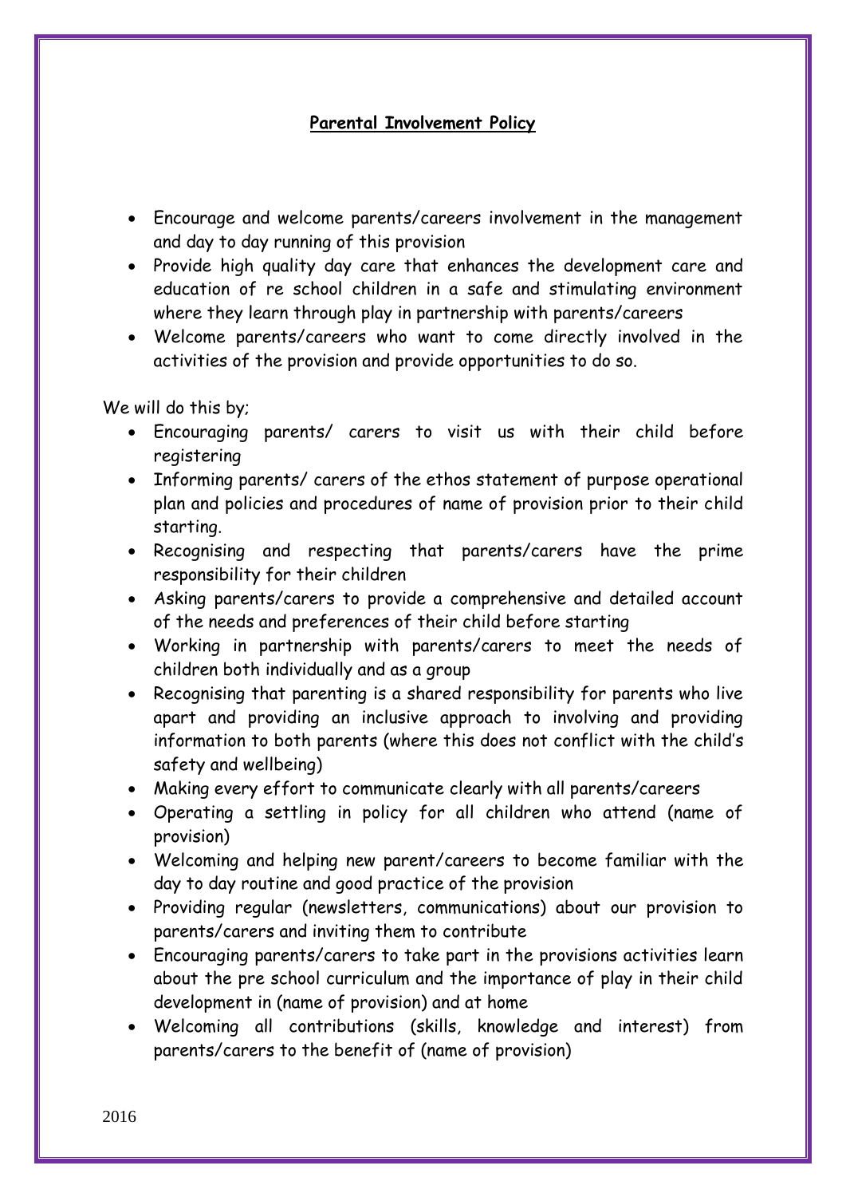**Parental Involvement Policy**

- Encourage and welcome parents/careers involvement in the management and day to day running of this provision
- Provide high quality day care that enhances the development care and education of re school children in a safe and stimulating environment where they learn through play in partnership with parents/careers
- Welcome parents/careers who want to come directly involved in the activities of the provision and provide opportunities to do so.

We will do this by;

- Encouraging parents/ carers to visit us with their child before registering
- Informing parents/ carers of the ethos statement of purpose operational plan and policies and procedures of name of provision prior to their child starting.
- Recognising and respecting that parents/carers have the prime responsibility for their children
- Asking parents/carers to provide a comprehensive and detailed account of the needs and preferences of their child before starting
- Working in partnership with parents/carers to meet the needs of children both individually and as a group
- Recognising that parenting is a shared responsibility for parents who live apart and providing an inclusive approach to involving and providing information to both parents (where this does not conflict with the child's safety and wellbeing)
- Making every effort to communicate clearly with all parents/careers
- Operating a settling in policy for all children who attend (name of provision)
- Welcoming and helping new parent/careers to become familiar with the day to day routine and good practice of the provision
- Providing regular (newsletters, communications) about our provision to parents/carers and inviting them to contribute
- Encouraging parents/carers to take part in the provisions activities learn about the pre school curriculum and the importance of play in their child development in (name of provision) and at home
- Welcoming all contributions (skills, knowledge and interest) from parents/carers to the benefit of (name of provision)

2016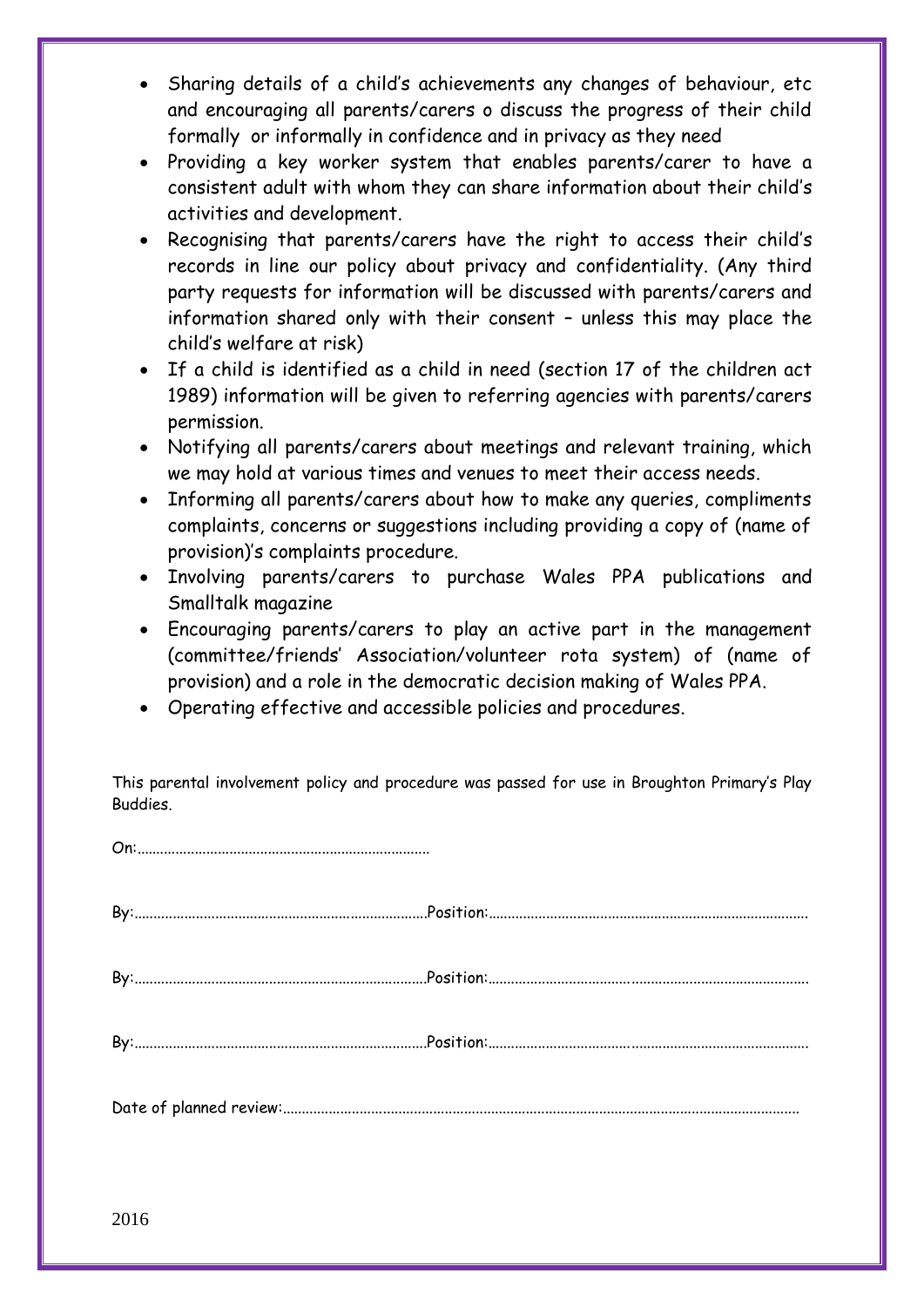- Sharing details of a child's achievements any changes of behaviour, etc and encouraging all parents/carers o discuss the progress of their child formally or informally in confidence and in privacy as they need
- Providing a key worker system that enables parents/carer to have a consistent adult with whom they can share information about their child's activities and development.
- Recognising that parents/carers have the right to access their child's records in line our policy about privacy and confidentiality. (Any third party requests for information will be discussed with parents/carers and information shared only with their consent – unless this may place the child's welfare at risk)
- If a child is identified as a child in need (section 17 of the children act 1989) information will be given to referring agencies with parents/carers permission.
- Notifying all parents/carers about meetings and relevant training, which we may hold at various times and venues to meet their access needs.
- Informing all parents/carers about how to make any queries, compliments complaints, concerns or suggestions including providing a copy of (name of provision)'s complaints procedure.
- Involving parents/carers to purchase Wales PPA publications and Smalltalk magazine
- Encouraging parents/carers to play an active part in the management (committee/friends' Association/volunteer rota system) of (name of provision) and a role in the democratic decision making of Wales PPA.
- Operating effective and accessible policies and procedures.

This parental involvement policy and procedure was passed for use in Broughton Primary's Play Buddies.

On:………………………………………………………………

By:………………………………………………………………Position:………………………………………………………………………

By:………………………………………………………………Position:………………………………………………………………………

By:………………………………………………………………Position:………………………………………………………………………

Date of planned review:……………………………………………………………………………………………………………………

2016